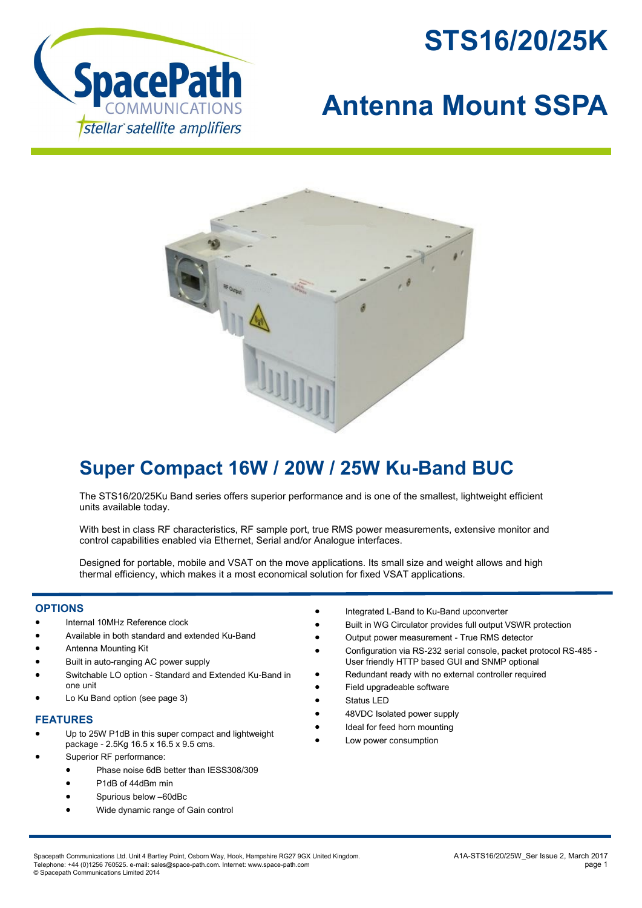# STS16/20/25K

# Antenna Mount SSPA

## Super Compact 16W / 20W / 25W Ku-Band BUC

The STS16/20/25Ku Band series offers superior performance and is one of the smallest, lightweight efficient units available today.

With best in class RF characteristics, RF sample port, true RMS power measurements, extensive monitor and control capabilities enabled via Ethernet, Serial and/or Analogue interfaces.

Designed for portable, mobile and VSAT on the move applications. Its small size and weight allows and high thermal efficiency, which makes it a most economical solution for fixed VSAT applications.

### OPTIONS

- Internal 10MHz Reference clock
- Available in both standard and extended Ku-Band
- Antenna Mounting Kit
- Built in auto-ranging AC power supply
- Switchable LO option - Standard and Extended Ku-Band in one unit
- Lo Ku Band option (see page 3)

### FEATURES

- Up to 25W P1dB in this super compact and lightweight package - 2.5Kg 16.5 x 16.5 x 9.5 cms.
- Superior RF performance:
    - Phase noise 6dB better than IESS308/309
    - P1dB of 44dBm min
    - Spurious below –60dBc
    - Wide dynamic range of Gain control
- Integrated L-Band to Ku-Band upconverter
- Built in WG Circulator provides full output VSWR protection
- Output power measurement - True RMS detector
- Configuration via RS-232 serial console, packet protocol RS-485 - User friendly HTTP based GUI and SNMP optional
- Redundant ready with no external controller required
- Field upgradeable software
- Status LED
- 48VDC Isolated power supply
- Ideal for feed horn mounting
- Low power consumption

Spacepath Communications Ltd. Unit 4 Bartley Point, Osborn Way, Hook, Hampshire RG27 9GX United Kingdom.
Telephone: +44 (0)1256 760525. e-mail: sales@space-path.com. Internet: www.space-path.com
© Spacepath Communications Limited 2014

A1A-STS16/20/25W_Ser Issue 2, March 2017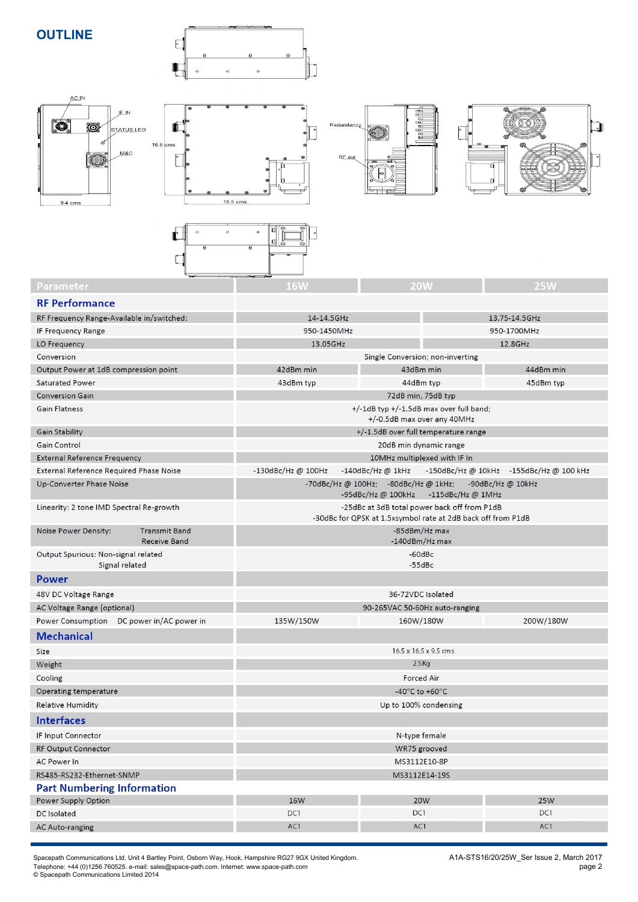## OUTLINE

AC IN

IF IN

STATUS LED

M&C

9.4 cms

16.5 cms

16.5 cms

Redundancy

RF out

| Parameter | 16W | 20W | 25W |
|---|---|---|---|
| **RF Performance** | | | |
| RF Frequency Range-Available in/switched: | 14-14.5GHz | | 13.75-14.5GHz |
| IF Frequency Range | 950-1450MHz | | 950-1700MHz |
| LO Frequency | 13.05GHz | | 12.8GHz |
| Conversion | Single Conversion; non-inverting | | |
| Output Power at 1dB compression point | 42dBm min | 43dBm min | 44dBm min |
| Saturated Power | 43dBm typ | 44dBm typ | 45dBm typ |
| Conversion Gain | 72dB min, 75dB typ | | |
| Gain Flatness | +/-1dB typ +/-1.5dB max over full band; +/-0.5dB max over any 40MHz | | |
| Gain Stability | +/-1.5dB over full temperature range | | |
| Gain Control | 20dB min dynamic range | | |
| External Reference Frequency | 10MHz multiplexed with IF In | | |
| External Reference Required Phase Noise | -130dBc/Hz @ 100Hz -140dBc/Hz @ 1kHz -150dBc/Hz @ 10kHz -155dBc/Hz @ 100 kHz | | |
| Up-Converter Phase Noise | -70dBc/Hz @ 100Hz; -80dBc/Hz @ 1kHz; -90dBc/Hz @ 10kHz -95dBc/Hz @ 100kHz -115dBc/Hz @ 1MHz | | |
| Linearity: 2 tone IMD Spectral Re-growth | -25dBc at 3dB total power back off from P1dB -30dBc for QPSK at 1.5xsymbol rate at 2dB back off from P1dB | | |
| Noise Power Density: Transmit Band / Receive Band | -85dBm/Hz max / -140dBm/Hz max | | |
| Output Spurious: Non-signal related / Signal related | -60dBc / -55dBc | | |
| **Power** | | | |
| 48V DC Voltage Range | 36-72VDC Isolated | | |
| AC Voltage Range (optional) | 90-265VAC 50-60Hz auto-ranging | | |
| Power Consumption DC power in/AC power in | 135W/150W | 160W/180W | 200W/180W |
| **Mechanical** | | | |
| Size | 16.5 x 16.5 x 9.5 cms | | |
| Weight | 2.5Kg | | |
| Cooling | Forced Air | | |
| Operating temperature | -40°C to +60°C | | |
| Relative Humidity | Up to 100% condensing | | |
| **Interfaces** | | | |
| IF Input Connector | N-type female | | |
| RF Output Connector | WR75 grooved | | |
| AC Power In | MS3112E10-8P | | |
| RS485-RS232-Ethernet-SNMP | MS3112E14-19S | | |
| **Part Numbering Information** | | | |
| Power Supply Option | 16W | 20W | 25W |
| DC Isolated | DC1 | DC1 | DC1 |
| AC Auto-ranging | AC1 | AC1 | AC1 |

Spacepath Communications Ltd. Unit 4 Bartley Point, Osborn Way, Hook, Hampshire RG27 9GX United Kingdom.
Telephone: +44 (0)1256 760525. e-mail: sales@space-path.com. Internet: www.space-path.com
© Spacepath Communications Limited 2014

A1A-STS16/20/25W_Ser Issue 2, March 2017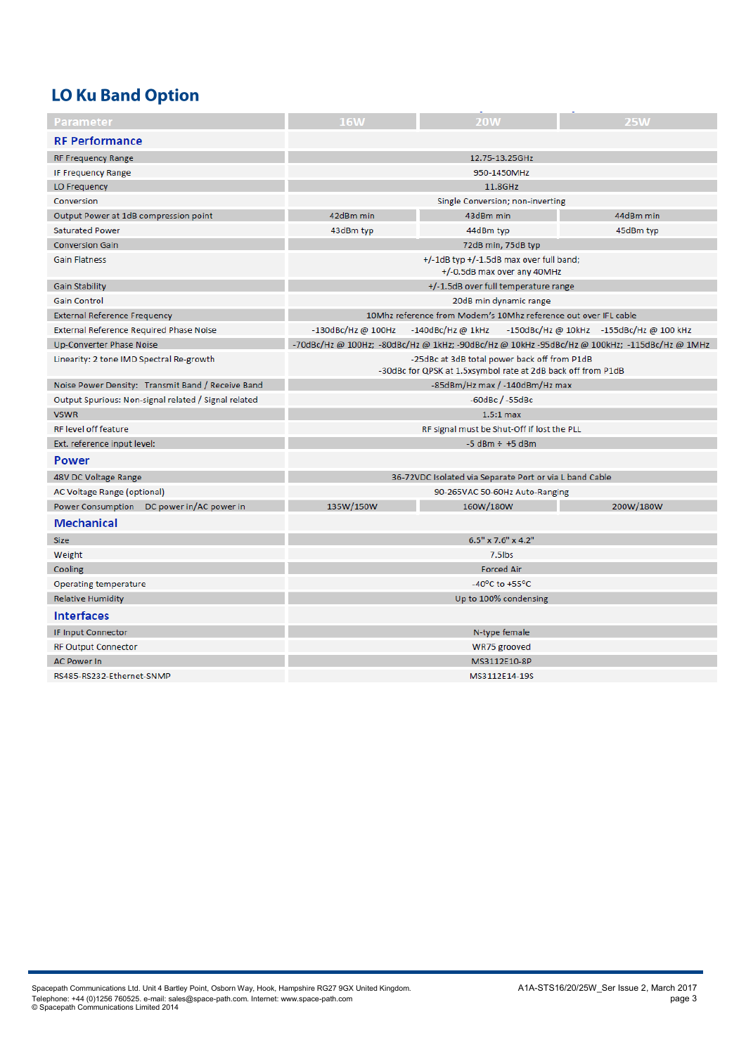## LO Ku Band Option

| Parameter | 16W | 20W | 25W |
|---|---|---|---|
| **RF Performance** | | | |
| RF Frequency Range | 12.75-13.25GHz | | |
| IF Frequency Range | 950-1450MHz | | |
| LO Frequency | 11.8GHz | | |
| Conversion | Single Conversion; non-inverting | | |
| Output Power at 1dB compression point | 42dBm min | 43dBm min | 44dBm min |
| Saturated Power | 43dBm typ | 44dBm typ | 45dBm typ |
| Conversion Gain | 72dB min, 75dB typ | | |
| Gain Flatness | +/-1dB typ +/-1.5dB max over full band; +/-0.5dB max over any 40MHz | | |
| Gain Stability | +/-1.5dB over full temperature range | | |
| Gain Control | 20dB min dynamic range | | |
| External Reference Frequency | 10Mhz reference from Modem's 10Mhz reference out over IFL cable | | |
| External Reference Required Phase Noise | -130dBc/Hz @ 100Hz -140dBc/Hz @ 1kHz -150dBc/Hz @ 10kHz -155dBc/Hz @ 100 kHz | | |
| Up-Converter Phase Noise | -70dBc/Hz @ 100Hz; -80dBc/Hz @ 1kHz; -90dBc/Hz @ 10kHz -95dBc/Hz @ 100kHz; -115dBc/Hz @ 1MHz | | |
| Linearity: 2 tone IMD Spectral Re-growth | -25dBc at 3dB total power back off from P1dB<br>-30dBc for QPSK at 1.5xsymbol rate at 2dB back off from P1dB | | |
| Noise Power Density: Transmit Band / Receive Band | -85dBm/Hz max / -140dBm/Hz max | | |
| Output Spurious: Non-signal related / Signal related | -60dBc / -55dBc | | |
| VSWR | 1.5:1 max | | |
| RF level off feature | RF signal must be Shut-Off if lost the PLL | | |
| Ext. reference input level: | -5 dBm ÷ +5 dBm | | |
| **Power** | | | |
| 48V DC Voltage Range | 36-72VDC Isolated via Separate Port or via L band Cable | | |
| AC Voltage Range (optional) | 90-265VAC 50-60Hz Auto-Ranging | | |
| Power Consumption DC power in/AC power in | 135W/150W | 160W/180W | 200W/180W |
| **Mechanical** | | | |
| Size | 6.5" x 7.6" x 4.2" | | |
| Weight | 7.5lbs | | |
| Cooling | Forced Air | | |
| Operating temperature | -40°C to +55°C | | |
| Relative Humidity | Up to 100% condensing | | |
| **Interfaces** | | | |
| IF Input Connector | N-type female | | |
| RF Output Connector | WR75 grooved | | |
| AC Power In | MS3112E10-8P | | |
| RS485-RS232-Ethernet-SNMP | MS3112E14-19S | | |

Spacepath Communications Ltd. Unit 4 Bartley Point, Osborn Way, Hook, Hampshire RG27 9GX United Kingdom.
Telephone: +44 (0)1256 760525. e-mail: sales@space-path.com. Internet: www.space-path.com
© Spacepath Communications Limited 2014

A1A-STS16/20/25W_Ser Issue 2, March 2017